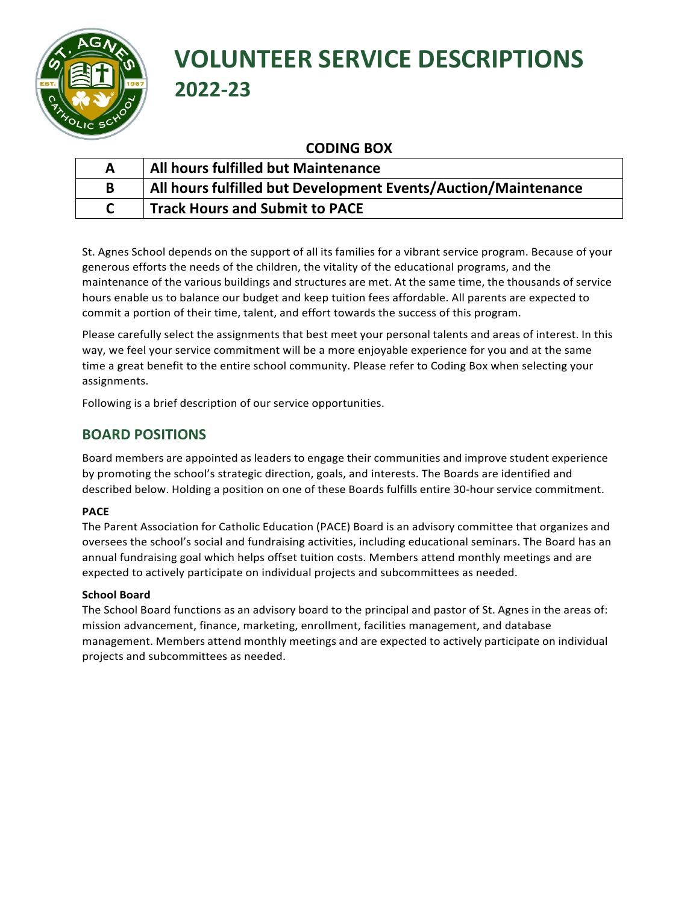# VOLUNTEER SERVICE DESCRIPTIONS 2022-23

**CODING BOX**

| | |
|---|---|
| **A** | **All hours fulfilled but Maintenance** |
| **B** | **All hours fulfilled but Development Events/Auction/Maintenance** |
| **C** | **Track Hours and Submit to PACE** |

St. Agnes School depends on the support of all its families for a vibrant service program. Because of your generous efforts the needs of the children, the vitality of the educational programs, and the maintenance of the various buildings and structures are met. At the same time, the thousands of service hours enable us to balance our budget and keep tuition fees affordable. All parents are expected to commit a portion of their time, talent, and effort towards the success of this program.

Please carefully select the assignments that best meet your personal talents and areas of interest. In this way, we feel your service commitment will be a more enjoyable experience for you and at the same time a great benefit to the entire school community. Please refer to Coding Box when selecting your assignments.

Following is a brief description of our service opportunities.

## BOARD POSITIONS

Board members are appointed as leaders to engage their communities and improve student experience by promoting the school's strategic direction, goals, and interests. The Boards are identified and described below. Holding a position on one of these Boards fulfills entire 30-hour service commitment.

**PACE**
The Parent Association for Catholic Education (PACE) Board is an advisory committee that organizes and oversees the school's social and fundraising activities, including educational seminars. The Board has an annual fundraising goal which helps offset tuition costs. Members attend monthly meetings and are expected to actively participate on individual projects and subcommittees as needed.

**School Board**
The School Board functions as an advisory board to the principal and pastor of St. Agnes in the areas of: mission advancement, finance, marketing, enrollment, facilities management, and database management. Members attend monthly meetings and are expected to actively participate on individual projects and subcommittees as needed.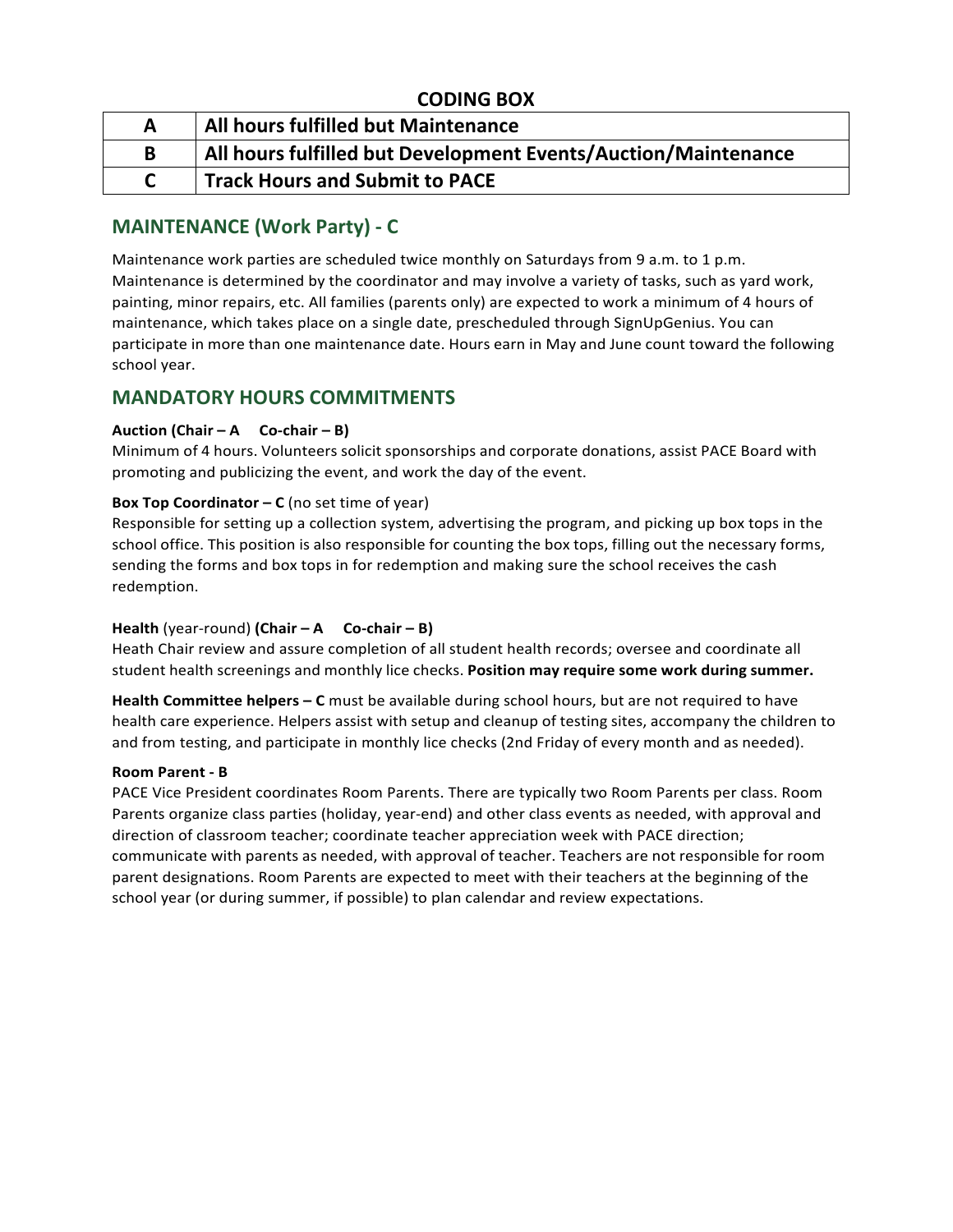## CODING BOX

| A | All hours fulfilled but Maintenance |
|---|---|
| B | All hours fulfilled but Development Events/Auction/Maintenance |
| C | Track Hours and Submit to PACE |

## MAINTENANCE (Work Party) - C

Maintenance work parties are scheduled twice monthly on Saturdays from 9 a.m. to 1 p.m. Maintenance is determined by the coordinator and may involve a variety of tasks, such as yard work, painting, minor repairs, etc. All families (parents only) are expected to work a minimum of 4 hours of maintenance, which takes place on a single date, prescheduled through SignUpGenius. You can participate in more than one maintenance date. Hours earn in May and June count toward the following school year.

## MANDATORY HOURS COMMITMENTS

**Auction (Chair – A Co-chair – B)**
Minimum of 4 hours. Volunteers solicit sponsorships and corporate donations, assist PACE Board with promoting and publicizing the event, and work the day of the event.

**Box Top Coordinator – C** (no set time of year)
Responsible for setting up a collection system, advertising the program, and picking up box tops in the school office. This position is also responsible for counting the box tops, filling out the necessary forms, sending the forms and box tops in for redemption and making sure the school receives the cash redemption.

**Health** (year-round) **(Chair – A Co-chair – B)**
Heath Chair review and assure completion of all student health records; oversee and coordinate all student health screenings and monthly lice checks. **Position may require some work during summer.**

**Health Committee helpers – C** must be available during school hours, but are not required to have health care experience. Helpers assist with setup and cleanup of testing sites, accompany the children to and from testing, and participate in monthly lice checks (2nd Friday of every month and as needed).

**Room Parent - B**
PACE Vice President coordinates Room Parents. There are typically two Room Parents per class. Room Parents organize class parties (holiday, year-end) and other class events as needed, with approval and direction of classroom teacher; coordinate teacher appreciation week with PACE direction; communicate with parents as needed, with approval of teacher. Teachers are not responsible for room parent designations. Room Parents are expected to meet with their teachers at the beginning of the school year (or during summer, if possible) to plan calendar and review expectations.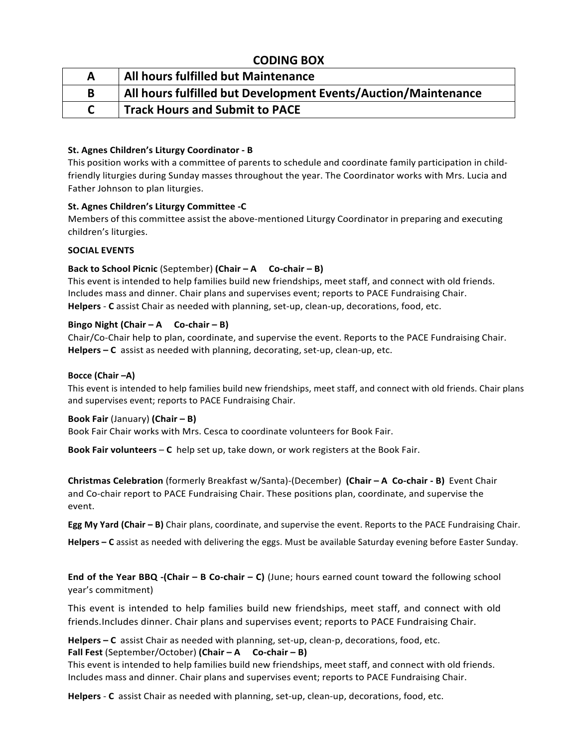## CODING BOX

| A | All hours fulfilled but Maintenance |
|---|---|
| B | All hours fulfilled but Development Events/Auction/Maintenance |
| C | Track Hours and Submit to PACE |

**St. Agnes Children's Liturgy Coordinator - B**
This position works with a committee of parents to schedule and coordinate family participation in child-friendly liturgies during Sunday masses throughout the year. The Coordinator works with Mrs. Lucia and Father Johnson to plan liturgies.

**St. Agnes Children's Liturgy Committee -C**
Members of this committee assist the above-mentioned Liturgy Coordinator in preparing and executing children's liturgies.

**SOCIAL EVENTS**

**Back to School Picnic** (September) **(Chair – A Co-chair – B)**
This event is intended to help families build new friendships, meet staff, and connect with old friends. Includes mass and dinner. Chair plans and supervises event; reports to PACE Fundraising Chair.
**Helpers** - **C** assist Chair as needed with planning, set-up, clean-up, decorations, food, etc.

**Bingo Night (Chair – A Co-chair – B)**
Chair/Co-Chair help to plan, coordinate, and supervise the event. Reports to the PACE Fundraising Chair.
**Helpers – C** assist as needed with planning, decorating, set-up, clean-up, etc.

**Bocce (Chair –A)**
This event is intended to help families build new friendships, meet staff, and connect with old friends. Chair plans and supervises event; reports to PACE Fundraising Chair.

**Book Fair** (January) **(Chair – B)**
Book Fair Chair works with Mrs. Cesca to coordinate volunteers for Book Fair.

**Book Fair volunteers** – **C** help set up, take down, or work registers at the Book Fair.

**Christmas Celebration** (formerly Breakfast w/Santa)-(December) **(Chair – A Co-chair - B)** Event Chair and Co-chair report to PACE Fundraising Chair. These positions plan, coordinate, and supervise the event.

**Egg My Yard (Chair – B)** Chair plans, coordinate, and supervise the event. Reports to the PACE Fundraising Chair.

**Helpers – C** assist as needed with delivering the eggs. Must be available Saturday evening before Easter Sunday.

**End of the Year BBQ -(Chair – B Co-chair – C)** (June; hours earned count toward the following school year's commitment)

This event is intended to help families build new friendships, meet staff, and connect with old friends.Includes dinner. Chair plans and supervises event; reports to PACE Fundraising Chair.

**Helpers – C** assist Chair as needed with planning, set-up, clean-p, decorations, food, etc.
**Fall Fest** (September/October) **(Chair – A Co-chair – B)**
This event is intended to help families build new friendships, meet staff, and connect with old friends. Includes mass and dinner. Chair plans and supervises event; reports to PACE Fundraising Chair.

**Helpers** - **C** assist Chair as needed with planning, set-up, clean-up, decorations, food, etc.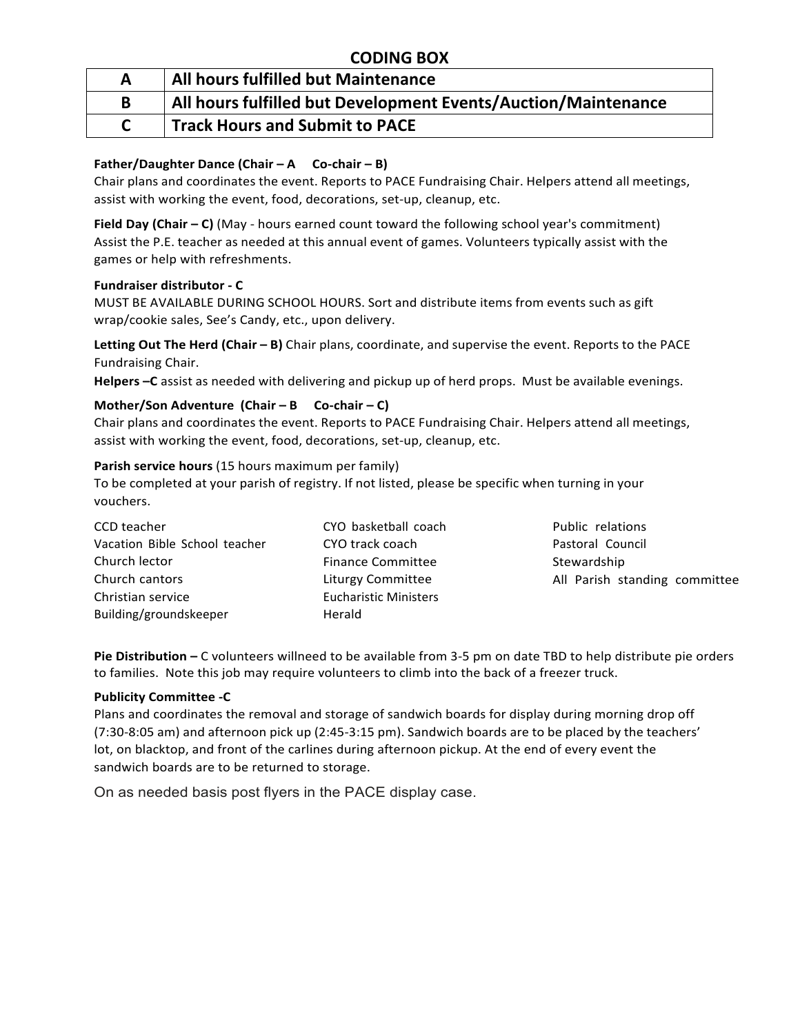## CODING BOX

| A | All hours fulfilled but Maintenance |
|---|---|
| B | All hours fulfilled but Development Events/Auction/Maintenance |
| C | Track Hours and Submit to PACE |

**Father/Daughter Dance (Chair – A Co-chair – B)**
Chair plans and coordinates the event. Reports to PACE Fundraising Chair. Helpers attend all meetings, assist with working the event, food, decorations, set-up, cleanup, etc.

**Field Day (Chair – C)** (May - hours earned count toward the following school year's commitment)
Assist the P.E. teacher as needed at this annual event of games. Volunteers typically assist with the games or help with refreshments.

**Fundraiser distributor - C**
MUST BE AVAILABLE DURING SCHOOL HOURS. Sort and distribute items from events such as gift wrap/cookie sales, See's Candy, etc., upon delivery.

**Letting Out The Herd (Chair – B)** Chair plans, coordinate, and supervise the event. Reports to the PACE Fundraising Chair.
**Helpers –C** assist as needed with delivering and pickup up of herd props. Must be available evenings.

**Mother/Son Adventure (Chair – B Co-chair – C)**
Chair plans and coordinates the event. Reports to PACE Fundraising Chair. Helpers attend all meetings, assist with working the event, food, decorations, set-up, cleanup, etc.

**Parish service hours** (15 hours maximum per family)
To be completed at your parish of registry. If not listed, please be specific when turning in your vouchers.

- CCD teacher
- Vacation Bible School teacher
- Church lector
- Church cantors
- Christian service
- Building/groundskeeper
- CYO basketball coach
- CYO track coach
- Finance Committee
- Liturgy Committee
- Eucharistic Ministers
- Herald
- Public relations
- Pastoral Council
- Stewardship
- All Parish standing committee

**Pie Distribution –** C volunteers willneed to be available from 3-5 pm on date TBD to help distribute pie orders to families. Note this job may require volunteers to climb into the back of a freezer truck.

**Publicity Committee -C**
Plans and coordinates the removal and storage of sandwich boards for display during morning drop off (7:30-8:05 am) and afternoon pick up (2:45-3:15 pm). Sandwich boards are to be placed by the teachers' lot, on blacktop, and front of the carlines during afternoon pickup. At the end of every event the sandwich boards are to be returned to storage.

On as needed basis post flyers in the PACE display case.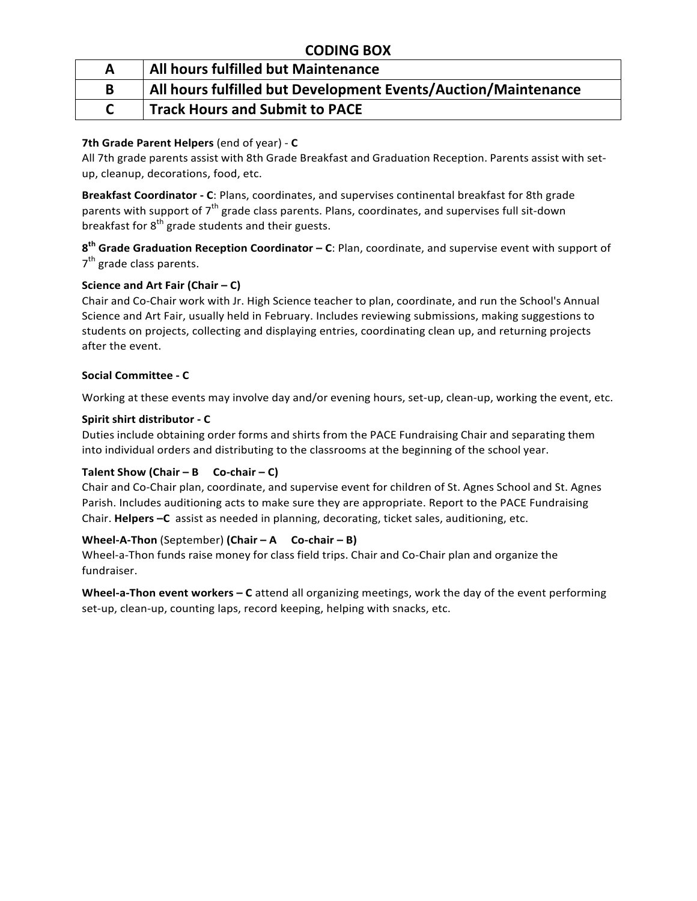## CODING BOX

| | |
|---|---|
| **A** | **All hours fulfilled but Maintenance** |
| **B** | **All hours fulfilled but Development Events/Auction/Maintenance** |
| **C** | **Track Hours and Submit to PACE** |

**7th Grade Parent Helpers** (end of year) - **C**
All 7th grade parents assist with 8th Grade Breakfast and Graduation Reception. Parents assist with set-up, cleanup, decorations, food, etc.

**Breakfast Coordinator - C**: Plans, coordinates, and supervises continental breakfast for 8th grade parents with support of 7th grade class parents. Plans, coordinates, and supervises full sit-down breakfast for 8th grade students and their guests.

**8th Grade Graduation Reception Coordinator – C**: Plan, coordinate, and supervise event with support of 7th grade class parents.

**Science and Art Fair (Chair – C)**
Chair and Co-Chair work with Jr. High Science teacher to plan, coordinate, and run the School's Annual Science and Art Fair, usually held in February. Includes reviewing submissions, making suggestions to students on projects, collecting and displaying entries, coordinating clean up, and returning projects after the event.

**Social Committee - C**

Working at these events may involve day and/or evening hours, set-up, clean-up, working the event, etc.

**Spirit shirt distributor - C**
Duties include obtaining order forms and shirts from the PACE Fundraising Chair and separating them into individual orders and distributing to the classrooms at the beginning of the school year.

**Talent Show (Chair – B Co-chair – C)**
Chair and Co-Chair plan, coordinate, and supervise event for children of St. Agnes School and St. Agnes Parish. Includes auditioning acts to make sure they are appropriate. Report to the PACE Fundraising Chair. **Helpers –C** assist as needed in planning, decorating, ticket sales, auditioning, etc.

**Wheel-A-Thon** (September) **(Chair – A Co-chair – B)**
Wheel-a-Thon funds raise money for class field trips. Chair and Co-Chair plan and organize the fundraiser.

**Wheel-a-Thon event workers – C** attend all organizing meetings, work the day of the event performing set-up, clean-up, counting laps, record keeping, helping with snacks, etc.